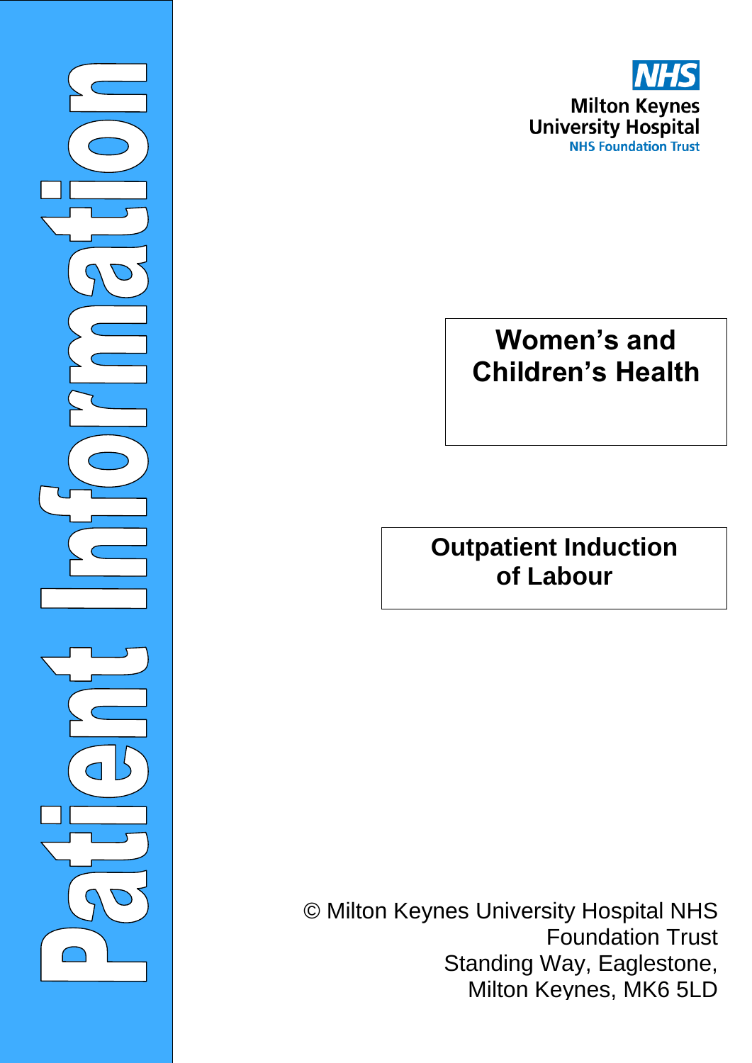Patient Information

NHS

Milton Keynes University Hospital
NHS Foundation Trust

## Women's and Children's Health

# Outpatient Induction of Labour

© Milton Keynes University Hospital NHS Foundation Trust
Standing Way, Eaglestone,
Milton Keynes, MK6 5LD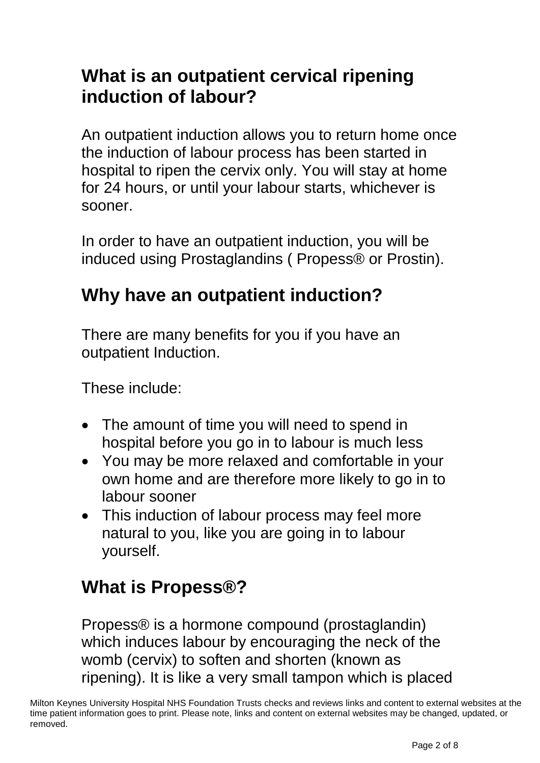## What is an outpatient cervical ripening induction of labour?

An outpatient induction allows you to return home once the induction of labour process has been started in hospital to ripen the cervix only. You will stay at home for 24 hours, or until your labour starts, whichever is sooner.

In order to have an outpatient induction, you will be induced using Prostaglandins ( Propess® or Prostin).

## Why have an outpatient induction?

There are many benefits for you if you have an outpatient Induction.

These include:

- The amount of time you will need to spend in hospital before you go in to labour is much less
- You may be more relaxed and comfortable in your own home and are therefore more likely to go in to labour sooner
- This induction of labour process may feel more natural to you, like you are going in to labour yourself.

## What is Propess®?

Propess® is a hormone compound (prostaglandin) which induces labour by encouraging the neck of the womb (cervix) to soften and shorten (known as ripening). It is like a very small tampon which is placed

Milton Keynes University Hospital NHS Foundation Trusts checks and reviews links and content to external websites at the time patient information goes to print. Please note, links and content on external websites may be changed, updated, or removed.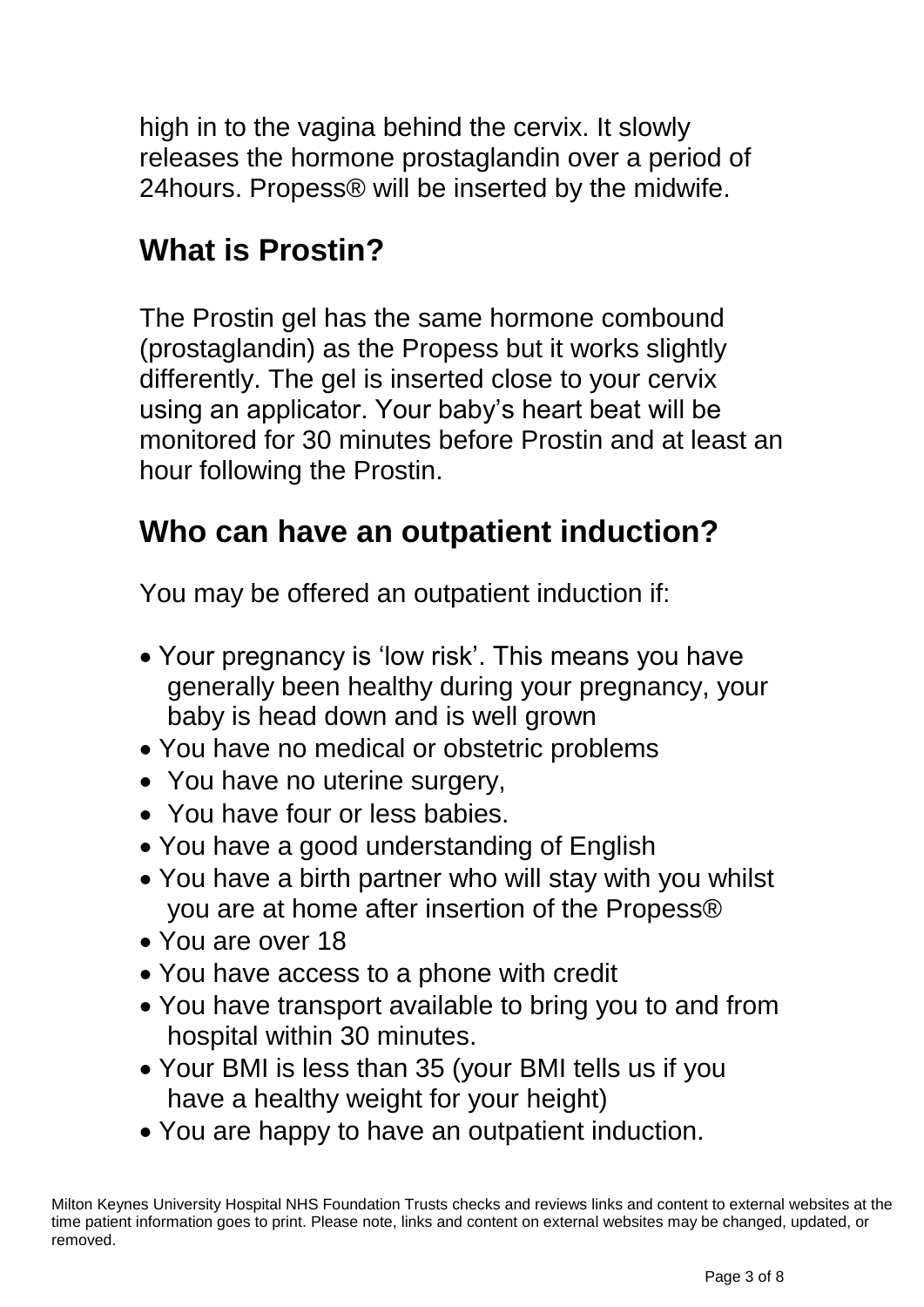high in to the vagina behind the cervix. It slowly releases the hormone prostaglandin over a period of 24hours. Propess® will be inserted by the midwife.

## What is Prostin?

The Prostin gel has the same hormone combound (prostaglandin) as the Propess but it works slightly differently. The gel is inserted close to your cervix using an applicator. Your baby's heart beat will be monitored for 30 minutes before Prostin and at least an hour following the Prostin.

## Who can have an outpatient induction?

You may be offered an outpatient induction if:

- Your pregnancy is 'low risk'. This means you have generally been healthy during your pregnancy, your baby is head down and is well grown
- You have no medical or obstetric problems
- You have no uterine surgery,
- You have four or less babies.
- You have a good understanding of English
- You have a birth partner who will stay with you whilst you are at home after insertion of the Propess®
- You are over 18
- You have access to a phone with credit
- You have transport available to bring you to and from hospital within 30 minutes.
- Your BMI is less than 35 (your BMI tells us if you have a healthy weight for your height)
- You are happy to have an outpatient induction.

Milton Keynes University Hospital NHS Foundation Trusts checks and reviews links and content to external websites at the time patient information goes to print. Please note, links and content on external websites may be changed, updated, or removed.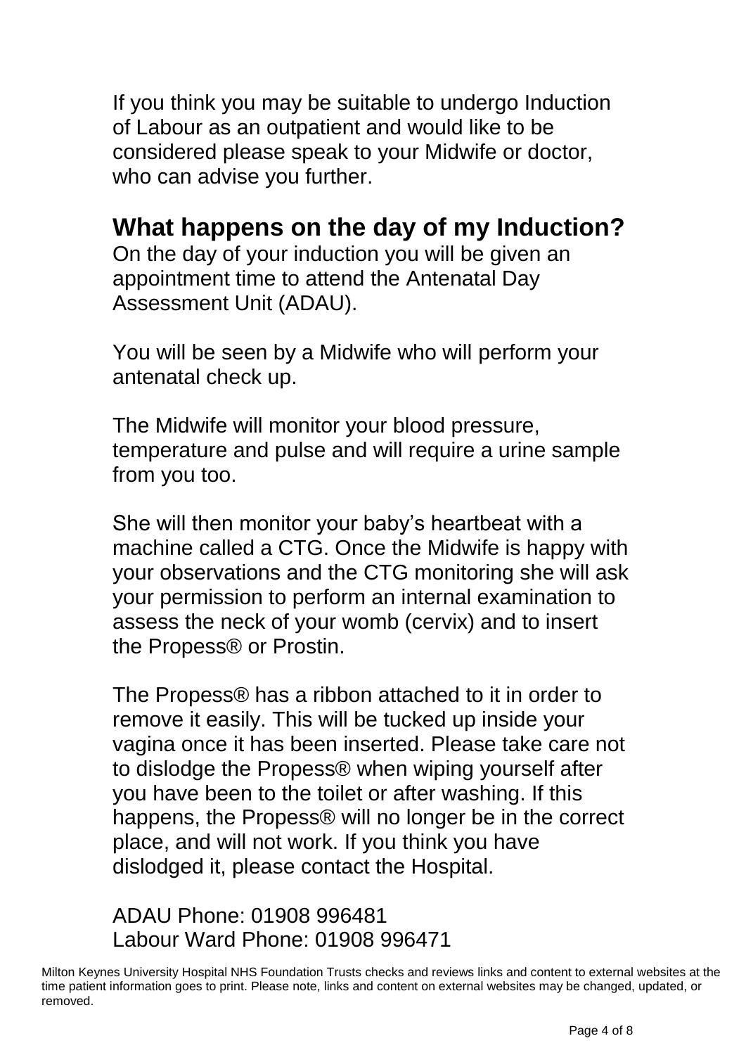If you think you may be suitable to undergo Induction of Labour as an outpatient and would like to be considered please speak to your Midwife or doctor, who can advise you further.

## What happens on the day of my Induction?

On the day of your induction you will be given an appointment time to attend the Antenatal Day Assessment Unit (ADAU).

You will be seen by a Midwife who will perform your antenatal check up.

The Midwife will monitor your blood pressure, temperature and pulse and will require a urine sample from you too.

She will then monitor your baby's heartbeat with a machine called a CTG. Once the Midwife is happy with your observations and the CTG monitoring she will ask your permission to perform an internal examination to assess the neck of your womb (cervix) and to insert the Propess® or Prostin.

The Propess® has a ribbon attached to it in order to remove it easily. This will be tucked up inside your vagina once it has been inserted. Please take care not to dislodge the Propess® when wiping yourself after you have been to the toilet or after washing. If this happens, the Propess® will no longer be in the correct place, and will not work. If you think you have dislodged it, please contact the Hospital.

ADAU Phone: 01908 996481
Labour Ward Phone: 01908 996471

Milton Keynes University Hospital NHS Foundation Trusts checks and reviews links and content to external websites at the time patient information goes to print. Please note, links and content on external websites may be changed, updated, or removed.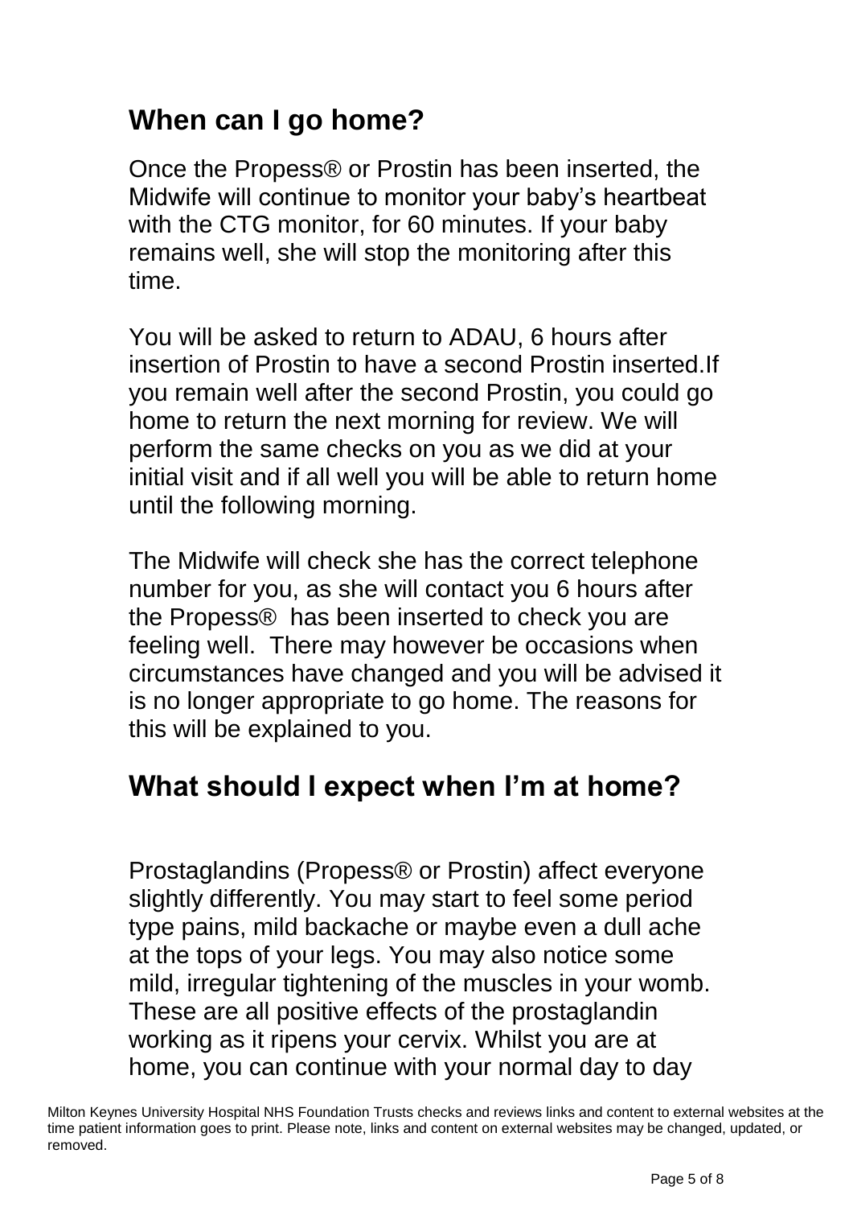## When can I go home?

Once the Propess® or Prostin has been inserted, the Midwife will continue to monitor your baby's heartbeat with the CTG monitor, for 60 minutes. If your baby remains well, she will stop the monitoring after this time.

You will be asked to return to ADAU, 6 hours after insertion of Prostin to have a second Prostin inserted.If you remain well after the second Prostin, you could go home to return the next morning for review. We will perform the same checks on you as we did at your initial visit and if all well you will be able to return home until the following morning.

The Midwife will check she has the correct telephone number for you, as she will contact you 6 hours after the Propess® has been inserted to check you are feeling well. There may however be occasions when circumstances have changed and you will be advised it is no longer appropriate to go home. The reasons for this will be explained to you.

## What should I expect when I'm at home?

Prostaglandins (Propess® or Prostin) affect everyone slightly differently. You may start to feel some period type pains, mild backache or maybe even a dull ache at the tops of your legs. You may also notice some mild, irregular tightening of the muscles in your womb. These are all positive effects of the prostaglandin working as it ripens your cervix. Whilst you are at home, you can continue with your normal day to day

Milton Keynes University Hospital NHS Foundation Trusts checks and reviews links and content to external websites at the time patient information goes to print. Please note, links and content on external websites may be changed, updated, or removed.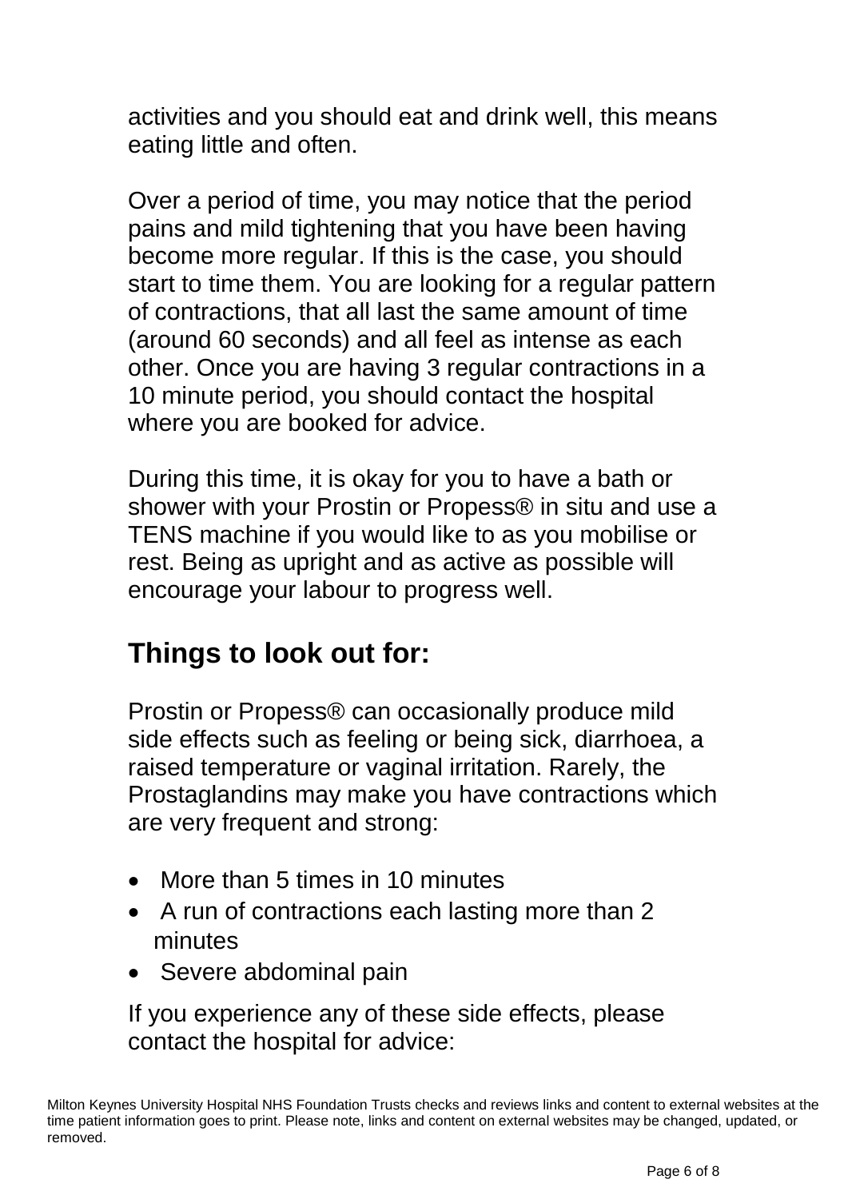activities and you should eat and drink well, this means eating little and often.

Over a period of time, you may notice that the period pains and mild tightening that you have been having become more regular. If this is the case, you should start to time them. You are looking for a regular pattern of contractions, that all last the same amount of time (around 60 seconds) and all feel as intense as each other. Once you are having 3 regular contractions in a 10 minute period, you should contact the hospital where you are booked for advice.

During this time, it is okay for you to have a bath or shower with your Prostin or Propess® in situ and use a TENS machine if you would like to as you mobilise or rest. Being as upright and as active as possible will encourage your labour to progress well.

## Things to look out for:

Prostin or Propess® can occasionally produce mild side effects such as feeling or being sick, diarrhoea, a raised temperature or vaginal irritation. Rarely, the Prostaglandins may make you have contractions which are very frequent and strong:

- More than 5 times in 10 minutes
- A run of contractions each lasting more than 2 minutes
- Severe abdominal pain

If you experience any of these side effects, please contact the hospital for advice:

Milton Keynes University Hospital NHS Foundation Trusts checks and reviews links and content to external websites at the time patient information goes to print. Please note, links and content on external websites may be changed, updated, or removed.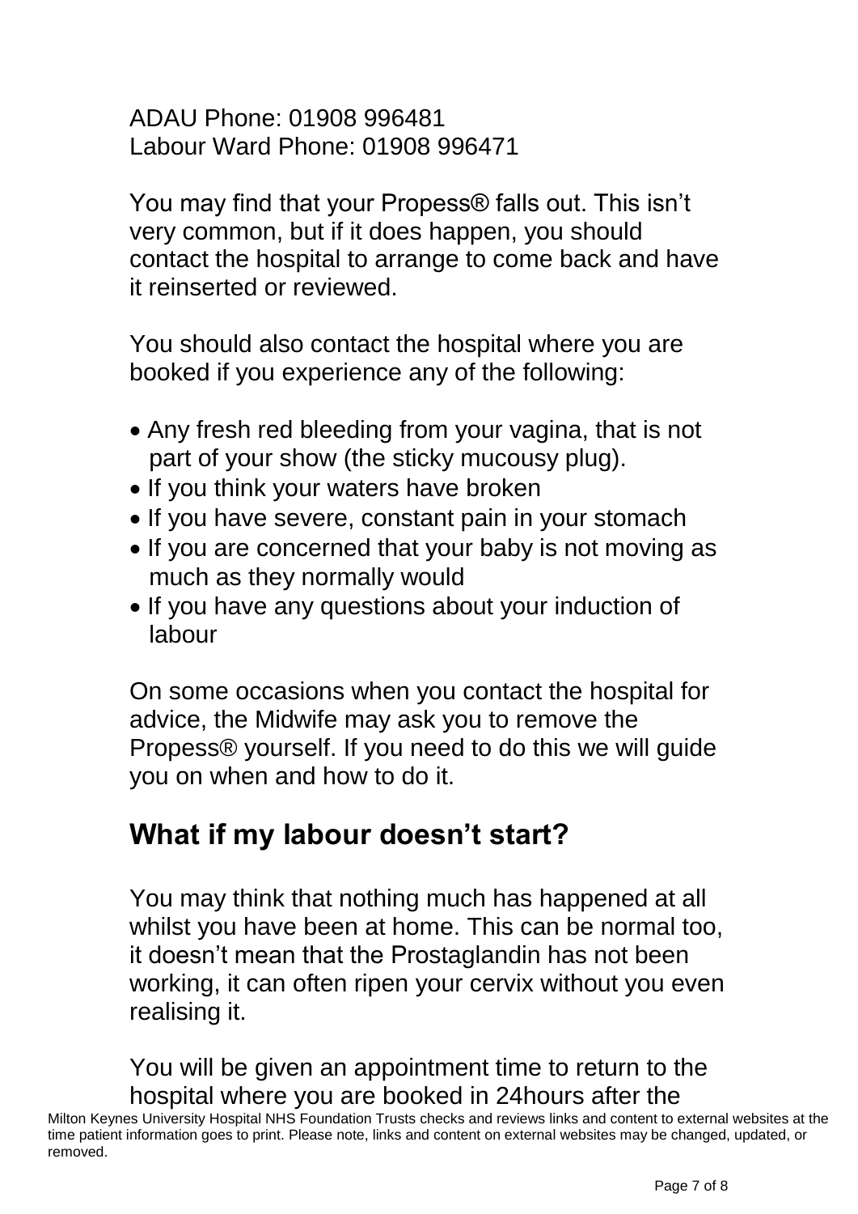ADAU Phone: 01908 996481
Labour Ward Phone: 01908 996471

You may find that your Propess® falls out. This isn't very common, but if it does happen, you should contact the hospital to arrange to come back and have it reinserted or reviewed.

You should also contact the hospital where you are booked if you experience any of the following:

- Any fresh red bleeding from your vagina, that is not part of your show (the sticky mucousy plug).
- If you think your waters have broken
- If you have severe, constant pain in your stomach
- If you are concerned that your baby is not moving as much as they normally would
- If you have any questions about your induction of labour

On some occasions when you contact the hospital for advice, the Midwife may ask you to remove the Propess® yourself. If you need to do this we will guide you on when and how to do it.

## What if my labour doesn't start?

You may think that nothing much has happened at all whilst you have been at home. This can be normal too, it doesn't mean that the Prostaglandin has not been working, it can often ripen your cervix without you even realising it.

You will be given an appointment time to return to the hospital where you are booked in 24hours after the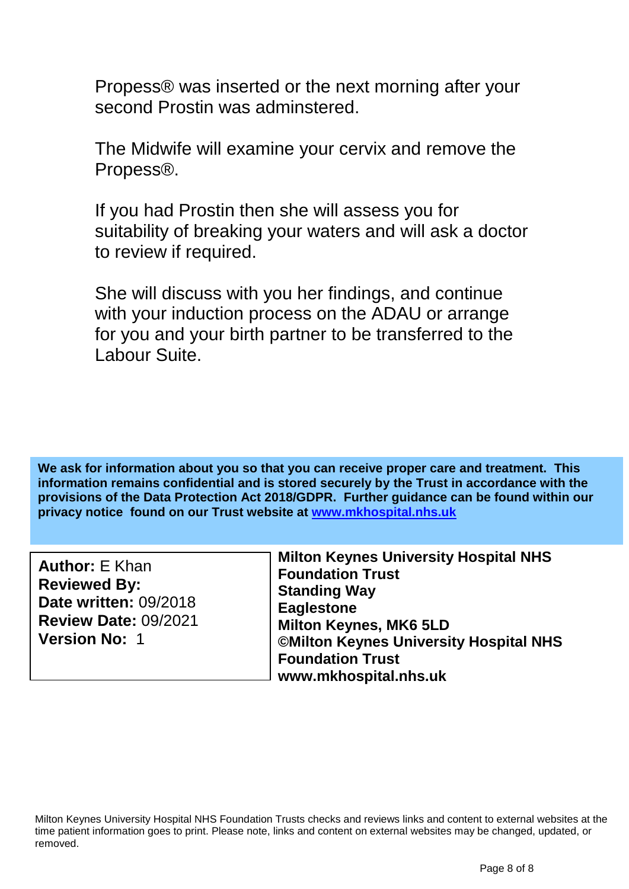Propess® was inserted or the next morning after your second Prostin was adminstered.

The Midwife will examine your cervix and remove the Propess®.

If you had Prostin then she will assess you for suitability of breaking your waters and will ask a doctor to review if required.

She will discuss with you her findings, and continue with your induction process on the ADAU or arrange for you and your birth partner to be transferred to the Labour Suite.

**We ask for information about you so that you can receive proper care and treatment. This information remains confidential and is stored securely by the Trust in accordance with the provisions of the Data Protection Act 2018/GDPR. Further guidance can be found within our privacy notice found on our Trust website at [www.mkhospital.nhs.uk](www.mkhospital.nhs.uk)**

| | |
|---|---|
| **Author:** E Khan<br>**Reviewed By:**<br>**Date written:** 09/2018<br>**Review Date:** 09/2021<br>**Version No:** 1 | **Milton Keynes University Hospital NHS Foundation Trust**<br>**Standing Way**<br>**Eaglestone**<br>**Milton Keynes, MK6 5LD**<br>**©Milton Keynes University Hospital NHS Foundation Trust**<br>**www.mkhospital.nhs.uk** |

Milton Keynes University Hospital NHS Foundation Trusts checks and reviews links and content to external websites at the time patient information goes to print. Please note, links and content on external websites may be changed, updated, or removed.